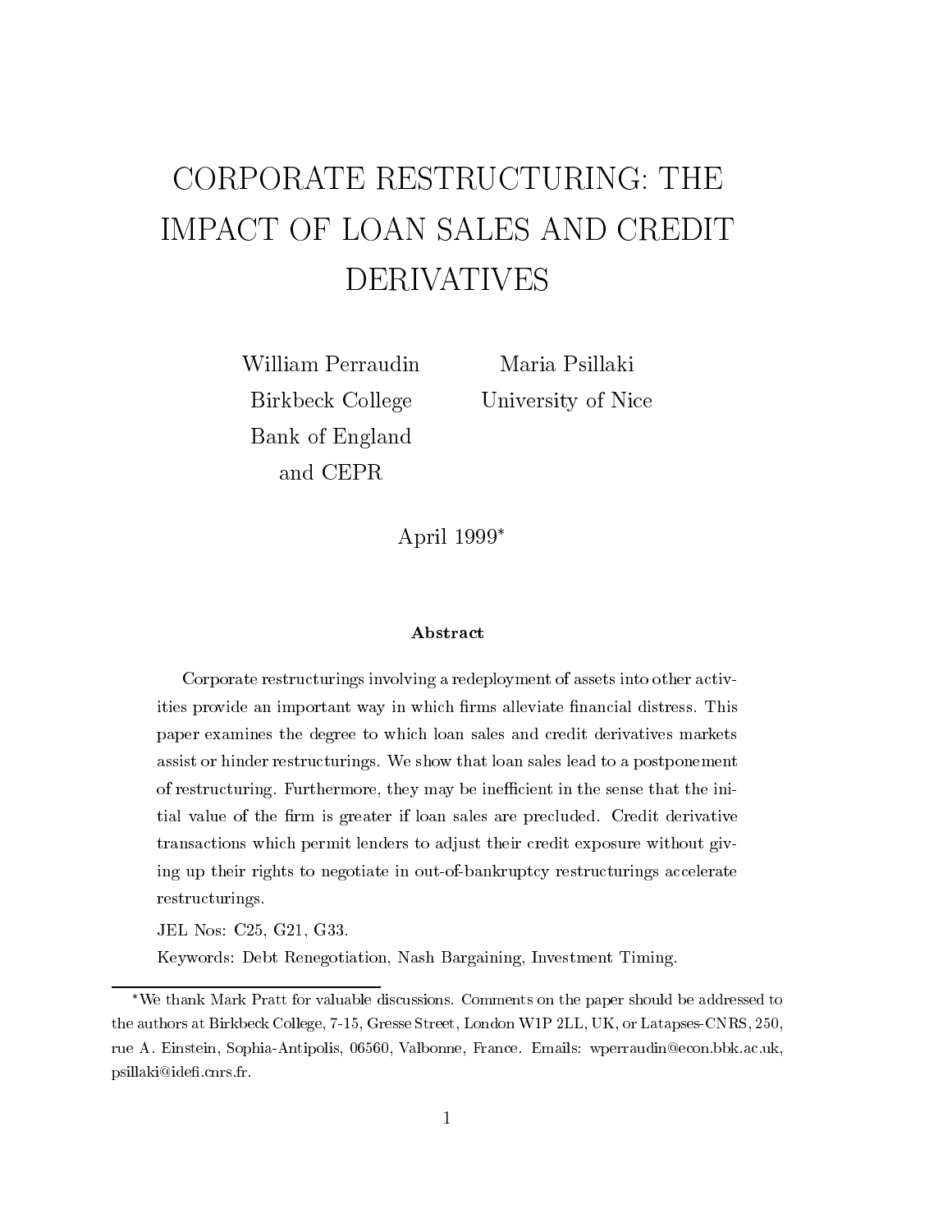# CORPORATE RESTRUCTURING: THE IMPACT OF LOAN SALES AND CREDIT DERIVATIVES

William Perraudin
Birkbeck College
Bank of England
and CEPR

Maria Psillaki
University of Nice

April 1999*

**Abstract**

Corporate restructurings involving a redeployment of assets into other activities provide an important way in which firms alleviate financial distress. This paper examines the degree to which loan sales and credit derivatives markets assist or hinder restructurings. We show that loan sales lead to a postponement of restructuring. Furthermore, they may be inefficient in the sense that the initial value of the firm is greater if loan sales are precluded. Credit derivative transactions which permit lenders to adjust their credit exposure without giving up their rights to negotiate in out-of-bankruptcy restructurings accelerate restructurings.

JEL Nos: C25, G21, G33.

Keywords: Debt Renegotiation, Nash Bargaining, Investment Timing.

---

*We thank Mark Pratt for valuable discussions. Comments on the paper should be addressed to the authors at Birkbeck College, 7-15, Gresse Street, London W1P 2LL, UK, or Latapses-CNRS, 250, rue A. Einstein, Sophia-Antipolis, 06560, Valbonne, France. Emails: wperraudin@econ.bbk.ac.uk, psillaki@idefi.cnrs.fr.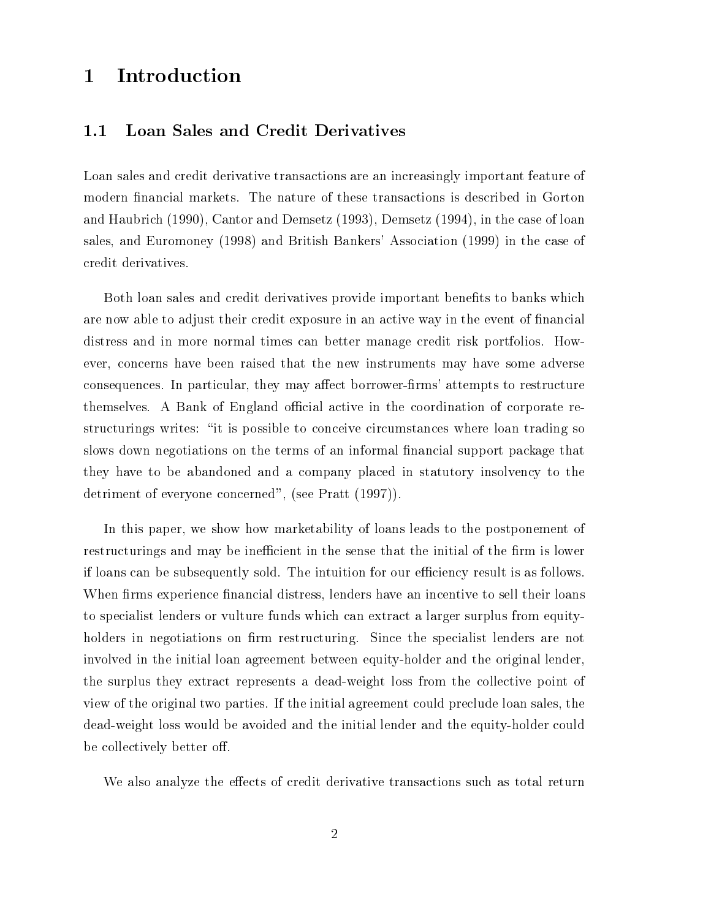# 1 Introduction

## 1.1 Loan Sales and Credit Derivatives

Loan sales and credit derivative transactions are an increasingly important feature of modern financial markets. The nature of these transactions is described in Gorton and Haubrich (1990), Cantor and Demsetz (1993), Demsetz (1994), in the case of loan sales, and Euromoney (1998) and British Bankers' Association (1999) in the case of credit derivatives.

Both loan sales and credit derivatives provide important benefits to banks which are now able to adjust their credit exposure in an active way in the event of financial distress and in more normal times can better manage credit risk portfolios. However, concerns have been raised that the new instruments may have some adverse consequences. In particular, they may affect borrower-firms' attempts to restructure themselves. A Bank of England official active in the coordination of corporate restructurings writes: "it is possible to conceive circumstances where loan trading so slows down negotiations on the terms of an informal financial support package that they have to be abandoned and a company placed in statutory insolvency to the detriment of everyone concerned", (see Pratt (1997)).

In this paper, we show how marketability of loans leads to the postponement of restructurings and may be inefficient in the sense that the initial of the firm is lower if loans can be subsequently sold. The intuition for our efficiency result is as follows. When firms experience financial distress, lenders have an incentive to sell their loans to specialist lenders or vulture funds which can extract a larger surplus from equity-holders in negotiations on firm restructuring. Since the specialist lenders are not involved in the initial loan agreement between equity-holder and the original lender, the surplus they extract represents a dead-weight loss from the collective point of view of the original two parties. If the initial agreement could preclude loan sales, the dead-weight loss would be avoided and the initial lender and the equity-holder could be collectively better off.

We also analyze the effects of credit derivative transactions such as total return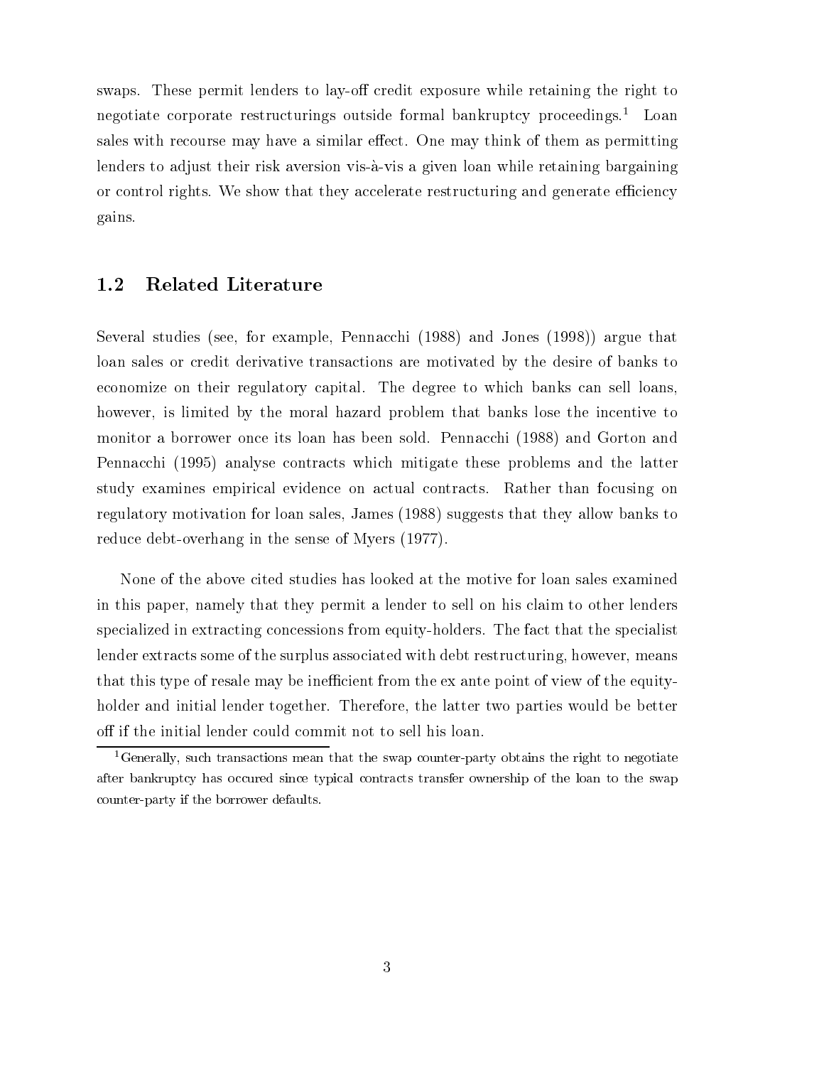swaps. These permit lenders to lay-off credit exposure while retaining the right to negotiate corporate restructurings outside formal bankruptcy proceedings.[1] Loan sales with recourse may have a similar effect. One may think of them as permitting lenders to adjust their risk aversion vis-à-vis a given loan while retaining bargaining or control rights. We show that they accelerate restructuring and generate efficiency gains.

## 1.2 Related Literature

Several studies (see, for example, Pennacchi (1988) and Jones (1998)) argue that loan sales or credit derivative transactions are motivated by the desire of banks to economize on their regulatory capital. The degree to which banks can sell loans, however, is limited by the moral hazard problem that banks lose the incentive to monitor a borrower once its loan has been sold. Pennacchi (1988) and Gorton and Pennacchi (1995) analyse contracts which mitigate these problems and the latter study examines empirical evidence on actual contracts. Rather than focusing on regulatory motivation for loan sales, James (1988) suggests that they allow banks to reduce debt-overhang in the sense of Myers (1977).

None of the above cited studies has looked at the motive for loan sales examined in this paper, namely that they permit a lender to sell on his claim to other lenders specialized in extracting concessions from equity-holders. The fact that the specialist lender extracts some of the surplus associated with debt restructuring, however, means that this type of resale may be inefficient from the ex ante point of view of the equity-holder and initial lender together. Therefore, the latter two parties would be better off if the initial lender could commit not to sell his loan.

[1] Generally, such transactions mean that the swap counter-party obtains the right to negotiate after bankruptcy has occured since typical contracts transfer ownership of the loan to the swap counter-party if the borrower defaults.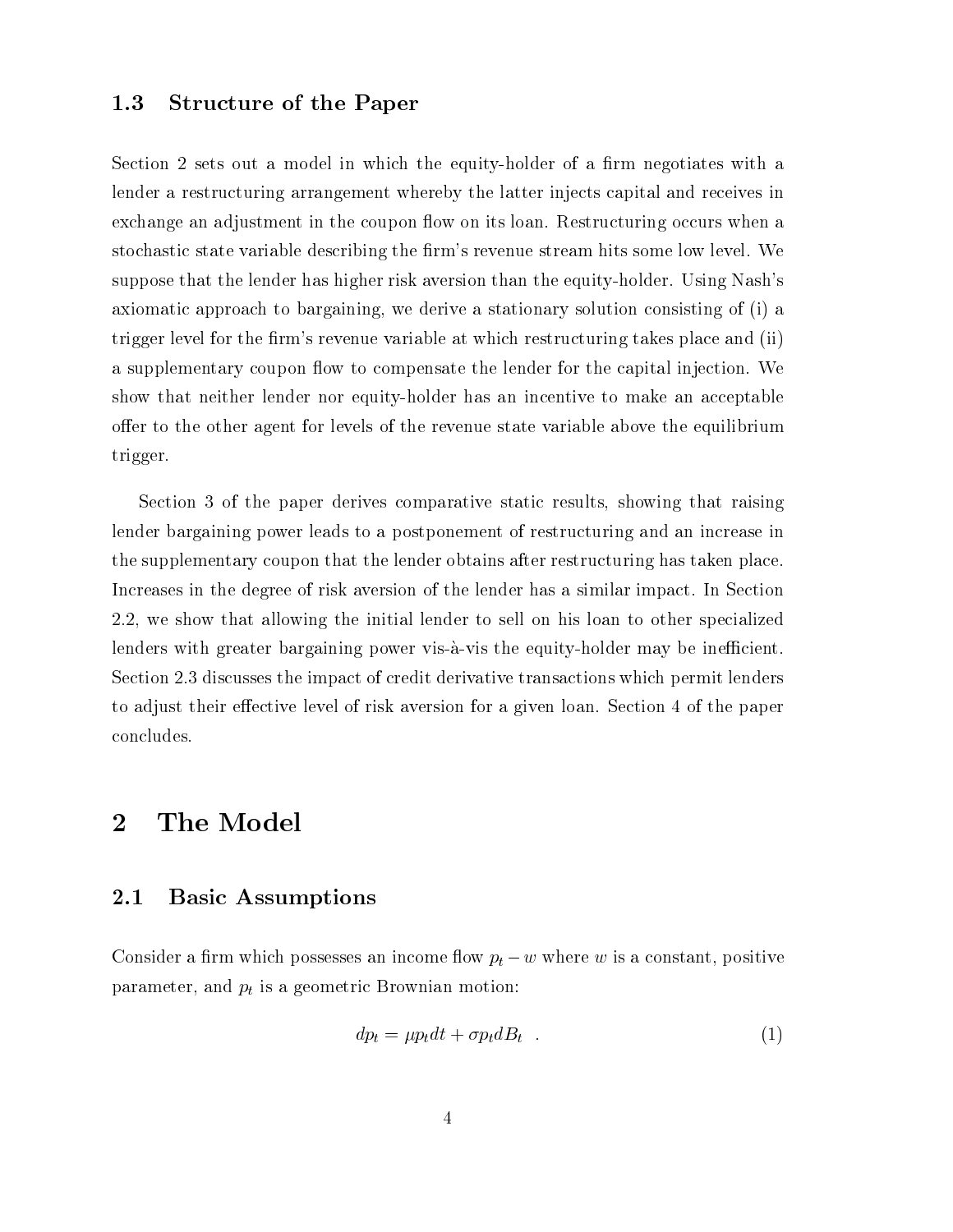### 1.3 Structure of the Paper

Section 2 sets out a model in which the equity-holder of a firm negotiates with a lender a restructuring arrangement whereby the latter injects capital and receives in exchange an adjustment in the coupon flow on its loan. Restructuring occurs when a stochastic state variable describing the firm's revenue stream hits some low level. We suppose that the lender has higher risk aversion than the equity-holder. Using Nash's axiomatic approach to bargaining, we derive a stationary solution consisting of (i) a trigger level for the firm's revenue variable at which restructuring takes place and (ii) a supplementary coupon flow to compensate the lender for the capital injection. We show that neither lender nor equity-holder has an incentive to make an acceptable offer to the other agent for levels of the revenue state variable above the equilibrium trigger.

Section 3 of the paper derives comparative static results, showing that raising lender bargaining power leads to a postponement of restructuring and an increase in the supplementary coupon that the lender obtains after restructuring has taken place. Increases in the degree of risk aversion of the lender has a similar impact. In Section 2.2, we show that allowing the initial lender to sell on his loan to other specialized lenders with greater bargaining power vis-à-vis the equity-holder may be inefficient. Section 2.3 discusses the impact of credit derivative transactions which permit lenders to adjust their effective level of risk aversion for a given loan. Section 4 of the paper concludes.

## 2 The Model

### 2.1 Basic Assumptions

Consider a firm which possesses an income flow $p_t - w$ where $w$ is a constant, positive parameter, and $p_t$ is a geometric Brownian motion:

$$dp_t = \mu p_t dt + \sigma p_t dB_t \quad . \tag{1}$$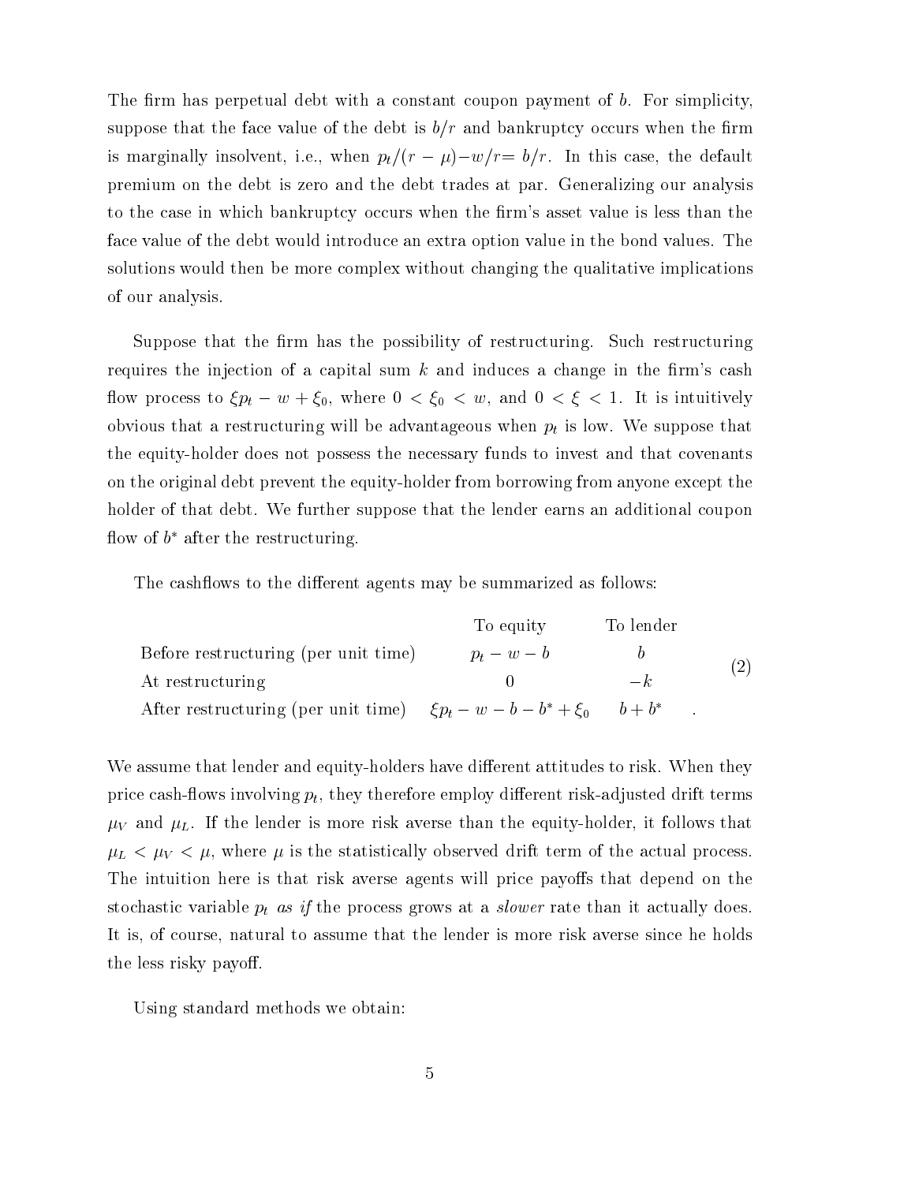The firm has perpetual debt with a constant coupon payment of $b$. For simplicity, suppose that the face value of the debt is $b/r$ and bankruptcy occurs when the firm is marginally insolvent, i.e., when $p_t/(r-\mu) - w/r = b/r$. In this case, the default premium on the debt is zero and the debt trades at par. Generalizing our analysis to the case in which bankruptcy occurs when the firm's asset value is less than the face value of the debt would introduce an extra option value in the bond values. The solutions would then be more complex without changing the qualitative implications of our analysis.

Suppose that the firm has the possibility of restructuring. Such restructuring requires the injection of a capital sum $k$ and induces a change in the firm's cash flow process to $\xi p_t - w + \xi_0$, where $0 < \xi_0 < w$, and $0 < \xi < 1$. It is intuitively obvious that a restructuring will be advantageous when $p_t$ is low. We suppose that the equity-holder does not possess the necessary funds to invest and that covenants on the original debt prevent the equity-holder from borrowing from anyone except the holder of that debt. We further suppose that the lender earns an additional coupon flow of $b^*$ after the restructuring.

The cashflows to the different agents may be summarized as follows:

| | To equity | To lender |
|---|---|---|
| Before restructuring (per unit time) | $p_t - w - b$ | $b$ |
| At restructuring | $0$ | $-k$ |
| After restructuring (per unit time) | $\xi p_t - w - b - b^* + \xi_0$ | $b + b^*$ |

(2)

We assume that lender and equity-holders have different attitudes to risk. When they price cash-flows involving $p_t$, they therefore employ different risk-adjusted drift terms $\mu_V$ and $\mu_L$. If the lender is more risk averse than the equity-holder, it follows that $\mu_L < \mu_V < \mu$, where $\mu$ is the statistically observed drift term of the actual process. The intuition here is that risk averse agents will price payoffs that depend on the stochastic variable $p_t$ *as if* the process grows at a *slower* rate than it actually does. It is, of course, natural to assume that the lender is more risk averse since he holds the less risky payoff.

Using standard methods we obtain: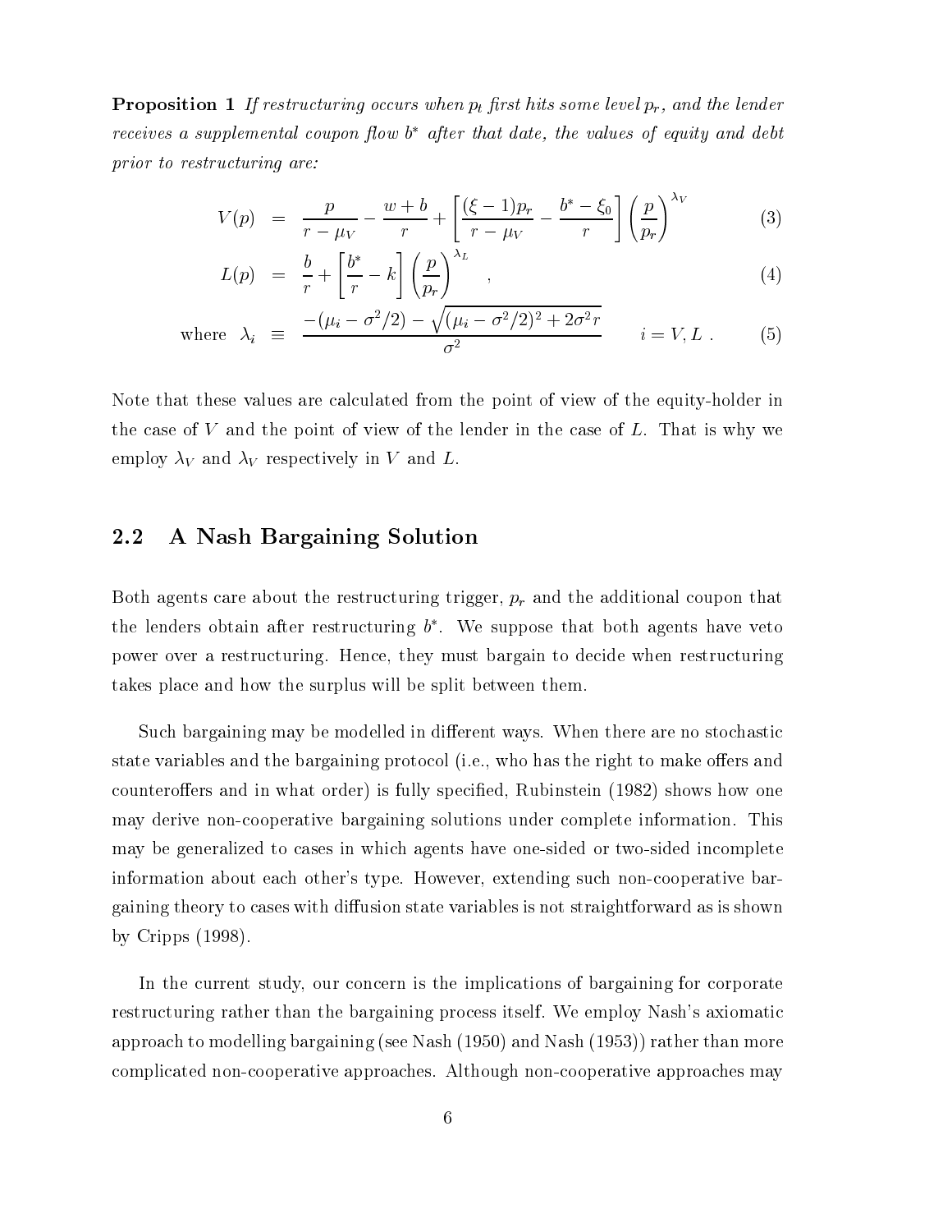**Proposition 1** *If restructuring occurs when $p_t$ first hits some level $p_r$, and the lender receives a supplemental coupon flow $b^*$ after that date, the values of equity and debt prior to restructuring are:*

$$V(p) = \frac{p}{r - \mu_V} - \frac{w + b}{r} + \left[ \frac{(\xi - 1)p_r}{r - \mu_V} - \frac{b^* - \xi_0}{r} \right] \left( \frac{p}{p_r} \right)^{\lambda_V} \tag{3}$$

$$L(p) = \frac{b}{r} + \left[ \frac{b^*}{r} - k \right] \left( \frac{p}{p_r} \right)^{\lambda_L} , \tag{4}$$

$$\text{where} \quad \lambda_i \equiv \frac{-(\mu_i - \sigma^2/2) - \sqrt{(\mu_i - \sigma^2/2)^2 + 2\sigma^2 r}}{\sigma^2} \qquad i = V, L . \tag{5}$$

Note that these values are calculated from the point of view of the equity-holder in the case of $V$ and the point of view of the lender in the case of $L$. That is why we employ $\lambda_V$ and $\lambda_V$ respectively in $V$ and $L$.

## 2.2 A Nash Bargaining Solution

Both agents care about the restructuring trigger, $p_r$ and the additional coupon that the lenders obtain after restructuring $b^*$. We suppose that both agents have veto power over a restructuring. Hence, they must bargain to decide when restructuring takes place and how the surplus will be split between them.

Such bargaining may be modelled in different ways. When there are no stochastic state variables and the bargaining protocol (i.e., who has the right to make offers and counteroffers and in what order) is fully specified, Rubinstein (1982) shows how one may derive non-cooperative bargaining solutions under complete information. This may be generalized to cases in which agents have one-sided or two-sided incomplete information about each other's type. However, extending such non-cooperative bargaining theory to cases with diffusion state variables is not straightforward as is shown by Cripps (1998).

In the current study, our concern is the implications of bargaining for corporate restructuring rather than the bargaining process itself. We employ Nash's axiomatic approach to modelling bargaining (see Nash (1950) and Nash (1953)) rather than more complicated non-cooperative approaches. Although non-cooperative approaches may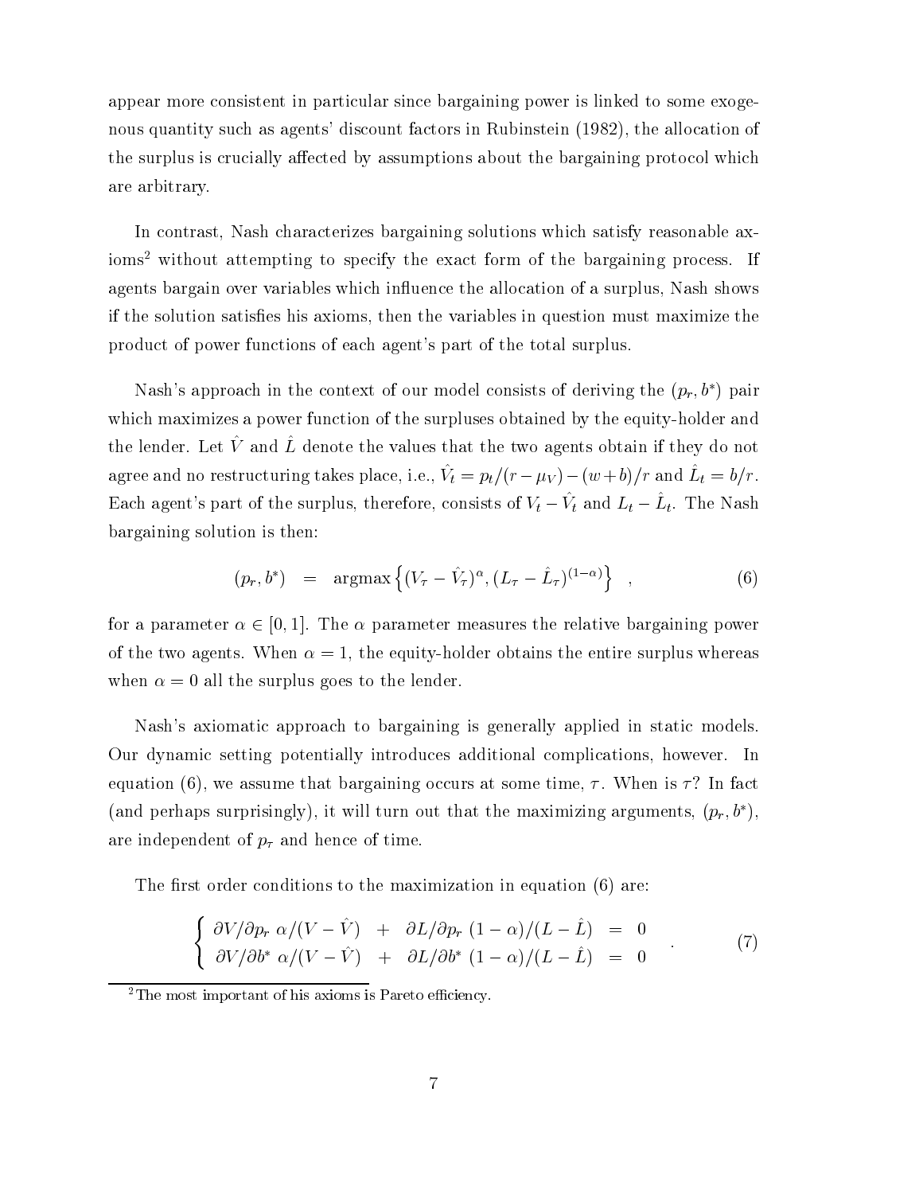appear more consistent in particular since bargaining power is linked to some exogenous quantity such as agents' discount factors in Rubinstein (1982), the allocation of the surplus is crucially affected by assumptions about the bargaining protocol which are arbitrary.

In contrast, Nash characterizes bargaining solutions which satisfy reasonable axioms[2] without attempting to specify the exact form of the bargaining process. If agents bargain over variables which influence the allocation of a surplus, Nash shows if the solution satisfies his axioms, then the variables in question must maximize the product of power functions of each agent's part of the total surplus.

Nash's approach in the context of our model consists of deriving the $(p_r, b^*)$ pair which maximizes a power function of the surpluses obtained by the equity-holder and the lender. Let $\hat{V}$ and $\hat{L}$ denote the values that the two agents obtain if they do not agree and no restructuring takes place, i.e., $\hat{V}_t = p_t/(r - \mu_V) - (w + b)/r$ and $\hat{L}_t = b/r$. Each agent's part of the surplus, therefore, consists of $V_t - \hat{V}_t$ and $L_t - \hat{L}_t$. The Nash bargaining solution is then:

$$(p_r, b^*) \quad = \quad \text{argmax}\left\{(V_\tau - \hat{V}_\tau)^\alpha, (L_\tau - \hat{L}_\tau)^{(1-\alpha)}\right\} \quad , \tag{6}$$

for a parameter $\alpha \in [0, 1]$. The $\alpha$ parameter measures the relative bargaining power of the two agents. When $\alpha = 1$, the equity-holder obtains the entire surplus whereas when $\alpha = 0$ all the surplus goes to the lender.

Nash's axiomatic approach to bargaining is generally applied in static models. Our dynamic setting potentially introduces additional complications, however. In equation (6), we assume that bargaining occurs at some time, $\tau$. When is $\tau$? In fact (and perhaps surprisingly), it will turn out that the maximizing arguments, $(p_r, b^*)$, are independent of $p_\tau$ and hence of time.

The first order conditions to the maximization in equation (6) are:

$$\left\{ \begin{array}{lcccl} \partial V/\partial p_r \; \alpha/(V - \hat{V}) & + & \partial L/\partial p_r \; (1-\alpha)/(L - \hat{L}) & = & 0 \\ \partial V/\partial b^* \; \alpha/(V - \hat{V}) & + & \partial L/\partial b^* \; (1-\alpha)/(L - \hat{L}) & = & 0 \end{array} \right. . \tag{7}$$

[2] The most important of his axioms is Pareto efficiency.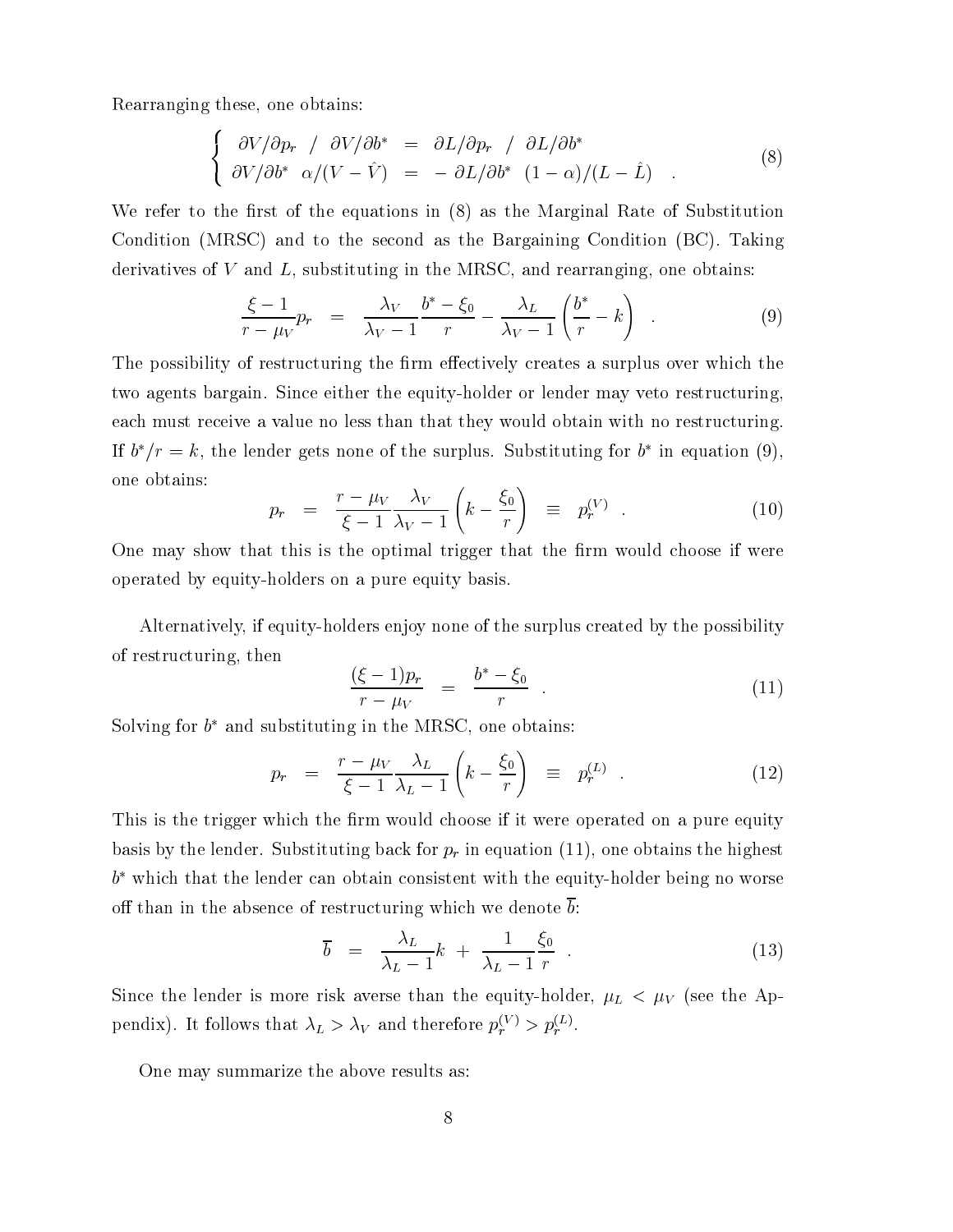Rearranging these, one obtains:

$$
\left\{
\begin{array}{rcl}
\partial V/\partial p_r \ / \ \partial V/\partial b^* & = & \partial L/\partial p_r \ / \ \partial L/\partial b^* \\
\partial V/\partial b^* \ \ \alpha/(V - \hat{V}) & = & - \ \partial L/\partial b^* \ \ (1-\alpha)/(L - \hat{L}) \quad .
\end{array}
\right.
\tag{8}
$$

We refer to the first of the equations in (8) as the Marginal Rate of Substitution Condition (MRSC) and to the second as the Bargaining Condition (BC). Taking derivatives of $V$ and $L$, substituting in the MRSC, and rearranging, one obtains:

$$
\frac{\xi - 1}{r - \mu_V} p_r \quad = \quad \frac{\lambda_V}{\lambda_V - 1} \frac{b^* - \xi_0}{r} - \frac{\lambda_L}{\lambda_V - 1} \left( \frac{b^*}{r} - k \right) \quad . \tag{9}
$$

The possibility of restructuring the firm effectively creates a surplus over which the two agents bargain. Since either the equity-holder or lender may veto restructuring, each must receive a value no less than that they would obtain with no restructuring. If $b^*/r = k$, the lender gets none of the surplus. Substituting for $b^*$ in equation (9), one obtains:

$$
p_r \quad = \quad \frac{r - \mu_V}{\xi - 1} \frac{\lambda_V}{\lambda_V - 1} \left( k - \frac{\xi_0}{r} \right) \quad \equiv \quad p_r^{(V)} \quad . \tag{10}
$$

One may show that this is the optimal trigger that the firm would choose if were operated by equity-holders on a pure equity basis.

Alternatively, if equity-holders enjoy none of the surplus created by the possibility of restructuring, then

$$
\frac{(\xi - 1) p_r}{r - \mu_V} \quad = \quad \frac{b^* - \xi_0}{r} \quad . \tag{11}
$$

Solving for $b^*$ and substituting in the MRSC, one obtains:

$$
p_r \quad = \quad \frac{r - \mu_V}{\xi - 1} \frac{\lambda_L}{\lambda_L - 1} \left( k - \frac{\xi_0}{r} \right) \quad \equiv \quad p_r^{(L)} \quad . \tag{12}
$$

This is the trigger which the firm would choose if it were operated on a pure equity basis by the lender. Substituting back for $p_r$ in equation (11), one obtains the highest $b^*$ which that the lender can obtain consistent with the equity-holder being no worse off than in the absence of restructuring which we denote $\overline{b}$:

$$
\overline{b} \quad = \quad \frac{\lambda_L}{\lambda_L - 1} k \ + \ \frac{1}{\lambda_L - 1} \frac{\xi_0}{r} \quad . \tag{13}
$$

Since the lender is more risk averse than the equity-holder, $\mu_L < \mu_V$ (see the Appendix). It follows that $\lambda_L > \lambda_V$ and therefore $p_r^{(V)} > p_r^{(L)}$.

One may summarize the above results as: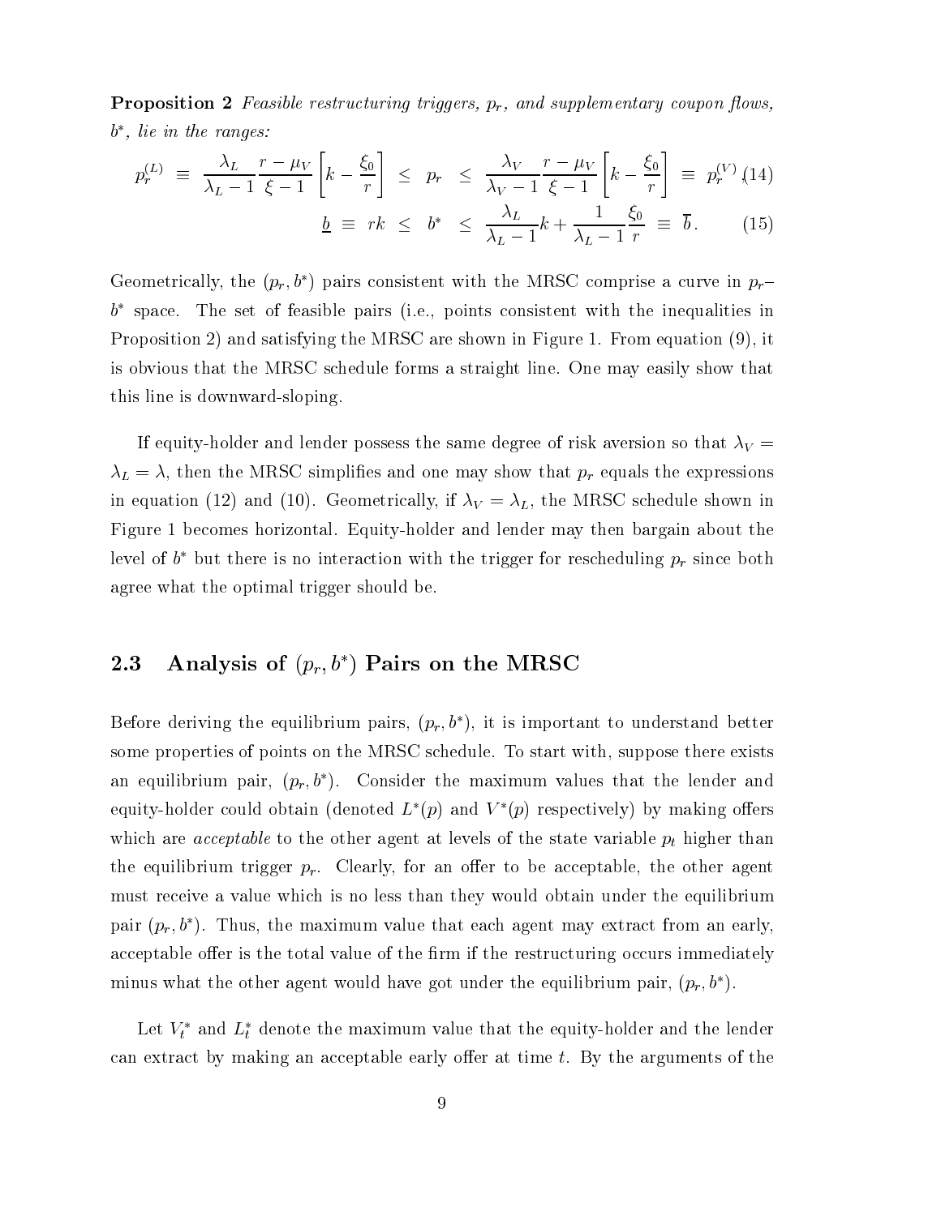**Proposition 2** *Feasible restructuring triggers, $p_r$, and supplementary coupon flows, $b^*$, lie in the ranges:*

$$p_r^{(L)} \equiv \frac{\lambda_L}{\lambda_L - 1} \frac{r - \mu_V}{\xi - 1} \left[ k - \frac{\xi_0}{r} \right] \leq p_r \leq \frac{\lambda_V}{\lambda_V - 1} \frac{r - \mu_V}{\xi - 1} \left[ k - \frac{\xi_0}{r} \right] \equiv p_r^{(V)} \tag{14}$$

$$\underline{b} \equiv rk \leq b^* \leq \frac{\lambda_L}{\lambda_L - 1} k + \frac{1}{\lambda_L - 1} \frac{\xi_0}{r} \equiv \overline{b}. \tag{15}$$

Geometrically, the $(p_r, b^*)$ pairs consistent with the MRSC comprise a curve in $p_r$–$b^*$ space. The set of feasible pairs (i.e., points consistent with the inequalities in Proposition 2) and satisfying the MRSC are shown in Figure 1. From equation (9), it is obvious that the MRSC schedule forms a straight line. One may easily show that this line is downward-sloping.

If equity-holder and lender possess the same degree of risk aversion so that $\lambda_V = \lambda_L = \lambda$, then the MRSC simplifies and one may show that $p_r$ equals the expressions in equation (12) and (10). Geometrically, if $\lambda_V = \lambda_L$, the MRSC schedule shown in Figure 1 becomes horizontal. Equity-holder and lender may then bargain about the level of $b^*$ but there is no interaction with the trigger for rescheduling $p_r$ since both agree what the optimal trigger should be.

## 2.3 Analysis of $(p_r, b^*)$ Pairs on the MRSC

Before deriving the equilibrium pairs, $(p_r, b^*)$, it is important to understand better some properties of points on the MRSC schedule. To start with, suppose there exists an equilibrium pair, $(p_r, b^*)$. Consider the maximum values that the lender and equity-holder could obtain (denoted $L^*(p)$ and $V^*(p)$ respectively) by making offers which are *acceptable* to the other agent at levels of the state variable $p_t$ higher than the equilibrium trigger $p_r$. Clearly, for an offer to be acceptable, the other agent must receive a value which is no less than they would obtain under the equilibrium pair $(p_r, b^*)$. Thus, the maximum value that each agent may extract from an early, acceptable offer is the total value of the firm if the restructuring occurs immediately minus what the other agent would have got under the equilibrium pair, $(p_r, b^*)$.

Let $V_t^*$ and $L_t^*$ denote the maximum value that the equity-holder and the lender can extract by making an acceptable early offer at time $t$. By the arguments of the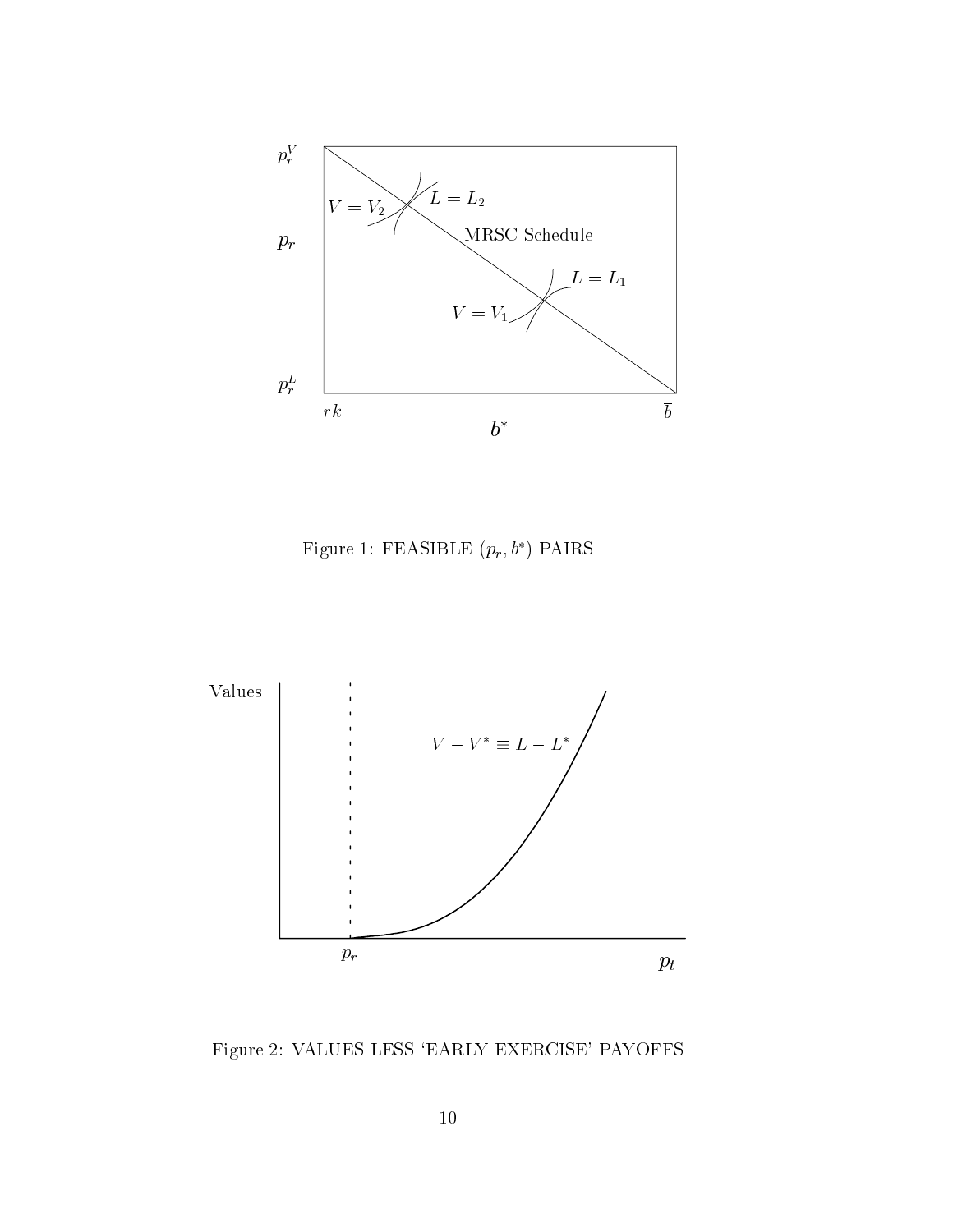Figure 1: FEASIBLE $(p_r, b^*)$ PAIRS

Figure 2: VALUES LESS 'EARLY EXERCISE' PAYOFFS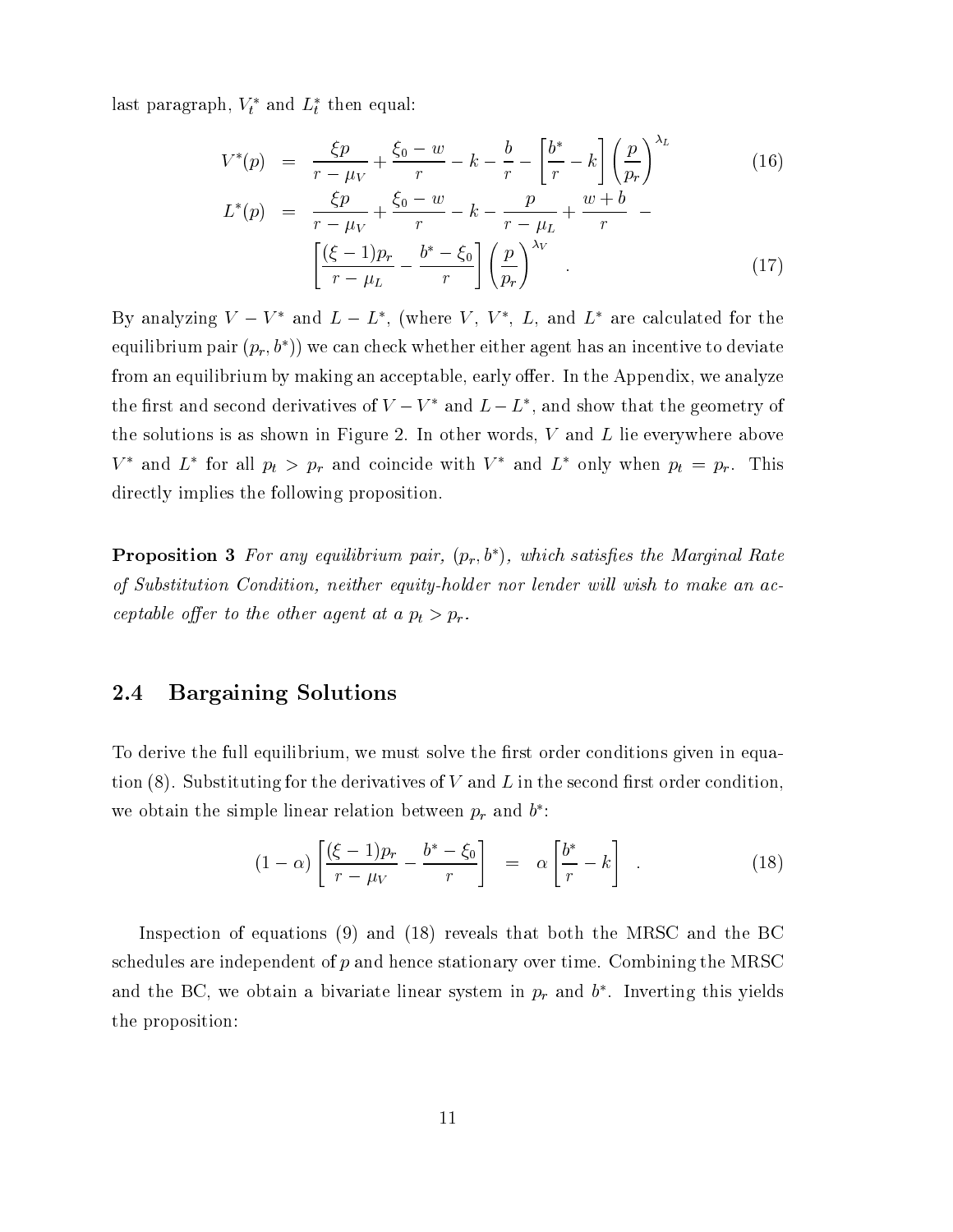last paragraph, $V_t^*$ and $L_t^*$ then equal:

$$V^*(p) = \frac{\xi p}{r-\mu_V} + \frac{\xi_0 - w}{r} - k - \frac{b}{r} - \left[\frac{b^*}{r} - k\right]\left(\frac{p}{p_r}\right)^{\lambda_L} \tag{16}$$

$$L^*(p) = \frac{\xi p}{r-\mu_V} + \frac{\xi_0 - w}{r} - k - \frac{p}{r-\mu_L} + \frac{w+b}{r} - \left[\frac{(\xi-1)p_r}{r-\mu_L} - \frac{b^* - \xi_0}{r}\right]\left(\frac{p}{p_r}\right)^{\lambda_V} . \tag{17}$$

By analyzing $V - V^*$ and $L - L^*$, (where $V$, $V^*$, $L$, and $L^*$ are calculated for the equilibrium pair $(p_r, b^*)$) we can check whether either agent has an incentive to deviate from an equilibrium by making an acceptable, early offer. In the Appendix, we analyze the first and second derivatives of $V - V^*$ and $L - L^*$, and show that the geometry of the solutions is as shown in Figure 2. In other words, $V$ and $L$ lie everywhere above $V^*$ and $L^*$ for all $p_t > p_r$ and coincide with $V^*$ and $L^*$ only when $p_t = p_r$. This directly implies the following proposition.

**Proposition 3** *For any equilibrium pair, $(p_r, b^*)$, which satisfies the Marginal Rate of Substitution Condition, neither equity-holder nor lender will wish to make an acceptable offer to the other agent at a $p_t > p_r$.*

## 2.4 Bargaining Solutions

To derive the full equilibrium, we must solve the first order conditions given in equation (8). Substituting for the derivatives of $V$ and $L$ in the second first order condition, we obtain the simple linear relation between $p_r$ and $b^*$:

$$(1-\alpha)\left[\frac{(\xi-1)p_r}{r-\mu_V} - \frac{b^* - \xi_0}{r}\right] = \alpha\left[\frac{b^*}{r} - k\right] . \tag{18}$$

Inspection of equations (9) and (18) reveals that both the MRSC and the BC schedules are independent of $p$ and hence stationary over time. Combining the MRSC and the BC, we obtain a bivariate linear system in $p_r$ and $b^*$. Inverting this yields the proposition: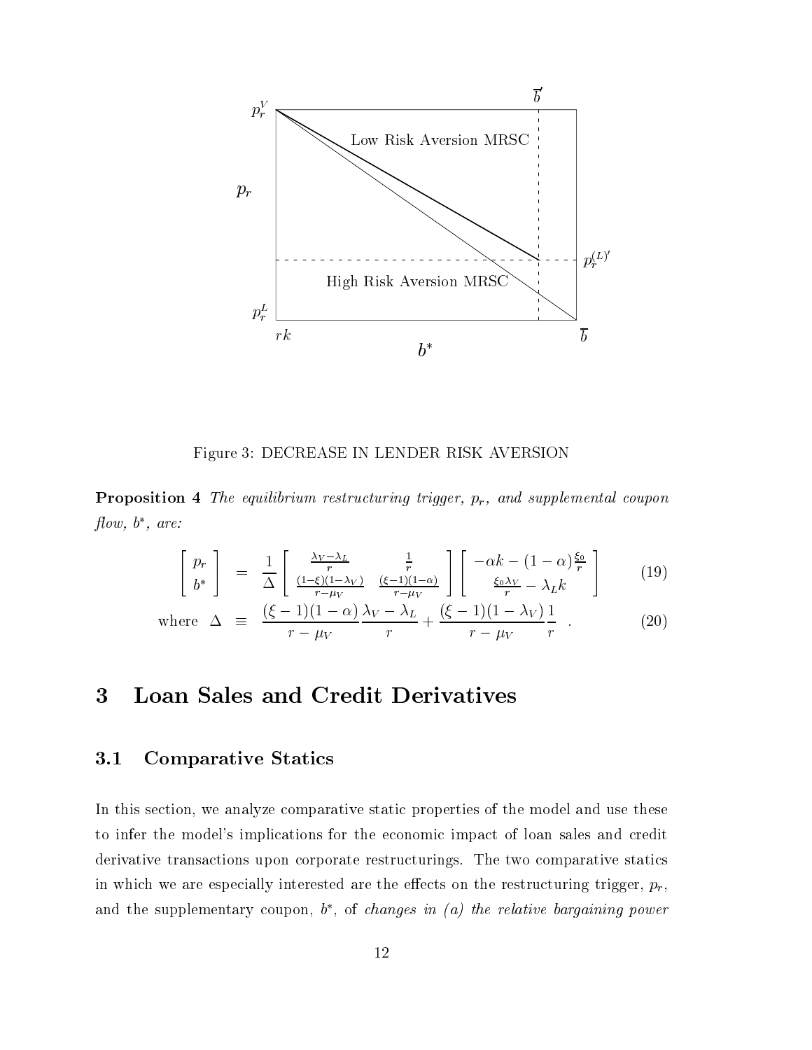Figure 3: DECREASE IN LENDER RISK AVERSION

**Proposition 4** *The equilibrium restructuring trigger, $p_r$, and supplemental coupon flow, $b^*$, are:*

$$\begin{bmatrix} p_r \\ b^* \end{bmatrix} = \frac{1}{\Delta} \begin{bmatrix} \frac{\lambda_V - \lambda_L}{r} & \frac{1}{r} \\ \frac{(1-\xi)(1-\lambda_V)}{r-\mu_V} & \frac{(\xi-1)(1-\alpha)}{r-\mu_V} \end{bmatrix} \begin{bmatrix} -\alpha k - (1-\alpha)\frac{\xi_0}{r} \\ \frac{\xi_0 \lambda_V}{r} - \lambda_L k \end{bmatrix} \tag{19}$$

$$\text{where } \Delta \equiv \frac{(\xi-1)(1-\alpha)}{r-\mu_V}\frac{\lambda_V - \lambda_L}{r} + \frac{(\xi-1)(1-\lambda_V)}{r-\mu_V}\frac{1}{r} \ . \tag{20}$$

# 3 Loan Sales and Credit Derivatives

## 3.1 Comparative Statics

In this section, we analyze comparative static properties of the model and use these to infer the model's implications for the economic impact of loan sales and credit derivative transactions upon corporate restructurings. The two comparative statics in which we are especially interested are the effects on the restructuring trigger, $p_r$, and the supplementary coupon, $b^*$, of *changes in (a) the relative bargaining power*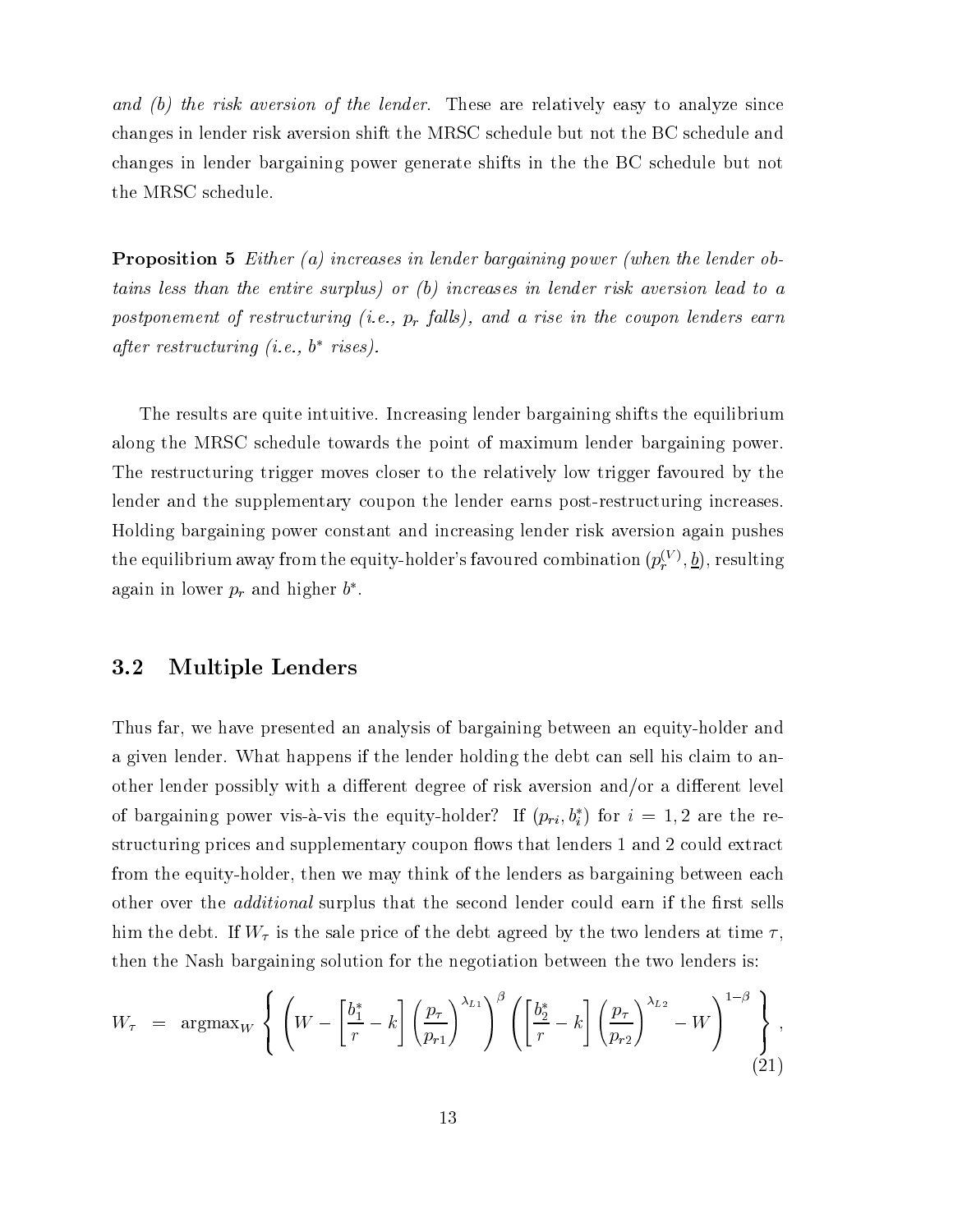*and (b) the risk aversion of the lender.* These are relatively easy to analyze since changes in lender risk aversion shift the MRSC schedule but not the BC schedule and changes in lender bargaining power generate shifts in the the BC schedule but not the MRSC schedule.

**Proposition 5** *Either (a) increases in lender bargaining power (when the lender obtains less than the entire surplus) or (b) increases in lender risk aversion lead to a postponement of restructuring (i.e., $p_r$ falls), and a rise in the coupon lenders earn after restructuring (i.e., $b^*$ rises).*

The results are quite intuitive. Increasing lender bargaining shifts the equilibrium along the MRSC schedule towards the point of maximum lender bargaining power. The restructuring trigger moves closer to the relatively low trigger favoured by the lender and the supplementary coupon the lender earns post-restructuring increases. Holding bargaining power constant and increasing lender risk aversion again pushes the equilibrium away from the equity-holder's favoured combination $(p_r^{(V)}, \underline{b})$, resulting again in lower $p_r$ and higher $b^*$.

## 3.2 Multiple Lenders

Thus far, we have presented an analysis of bargaining between an equity-holder and a given lender. What happens if the lender holding the debt can sell his claim to another lender possibly with a different degree of risk aversion and/or a different level of bargaining power vis-à-vis the equity-holder? If $(p_{ri}, b_i^*)$ for $i = 1, 2$ are the restructuring prices and supplementary coupon flows that lenders 1 and 2 could extract from the equity-holder, then we may think of the lenders as bargaining between each other over the *additional* surplus that the second lender could earn if the first sells him the debt. If $W_\tau$ is the sale price of the debt agreed by the two lenders at time $\tau$, then the Nash bargaining solution for the negotiation between the two lenders is:

$$W_\tau \;=\; \text{argmax}_W \left\{ \left( W - \left[ \frac{b_1^*}{r} - k \right] \left( \frac{p_\tau}{p_{r1}} \right)^{\lambda_{L1}} \right)^{\beta} \left( \left[ \frac{b_2^*}{r} - k \right] \left( \frac{p_\tau}{p_{r2}} \right)^{\lambda_{L2}} - W \right)^{1-\beta} \right\}, \tag{21}$$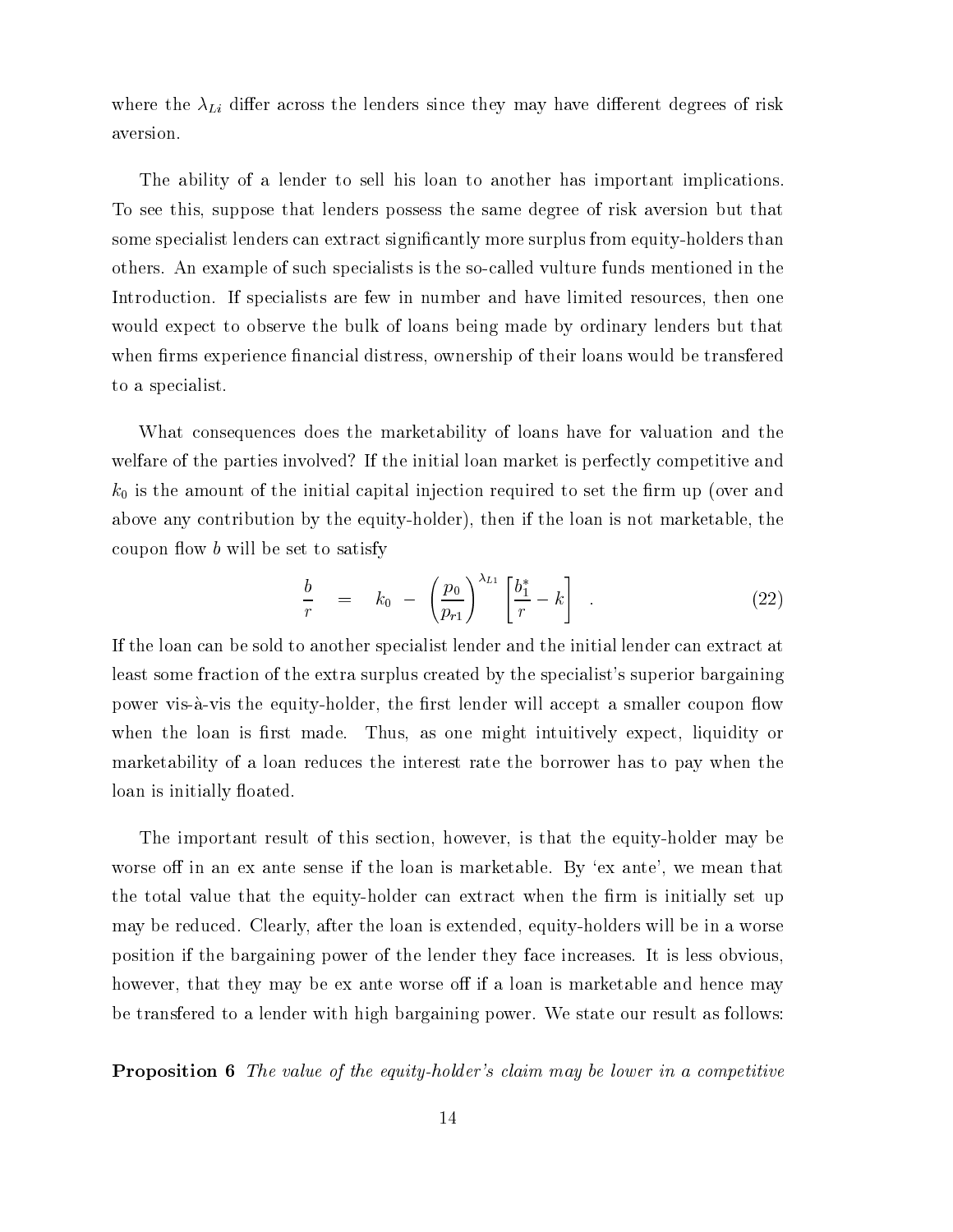where the $\lambda_{Li}$ differ across the lenders since they may have different degrees of risk aversion.

The ability of a lender to sell his loan to another has important implications. To see this, suppose that lenders possess the same degree of risk aversion but that some specialist lenders can extract significantly more surplus from equity-holders than others. An example of such specialists is the so-called vulture funds mentioned in the Introduction. If specialists are few in number and have limited resources, then one would expect to observe the bulk of loans being made by ordinary lenders but that when firms experience financial distress, ownership of their loans would be transfered to a specialist.

What consequences does the marketability of loans have for valuation and the welfare of the parties involved? If the initial loan market is perfectly competitive and $k_0$ is the amount of the initial capital injection required to set the firm up (over and above any contribution by the equity-holder), then if the loan is not marketable, the coupon flow $b$ will be set to satisfy

$$\frac{b}{r} \quad = \quad k_0 \; - \; \left(\frac{p_0}{p_{r1}}\right)^{\lambda_{L1}} \left[\frac{b_1^*}{r} - k\right] \quad . \tag{22}$$

If the loan can be sold to another specialist lender and the initial lender can extract at least some fraction of the extra surplus created by the specialist's superior bargaining power vis-à-vis the equity-holder, the first lender will accept a smaller coupon flow when the loan is first made. Thus, as one might intuitively expect, liquidity or marketability of a loan reduces the interest rate the borrower has to pay when the loan is initially floated.

The important result of this section, however, is that the equity-holder may be worse off in an ex ante sense if the loan is marketable. By 'ex ante', we mean that the total value that the equity-holder can extract when the firm is initially set up may be reduced. Clearly, after the loan is extended, equity-holders will be in a worse position if the bargaining power of the lender they face increases. It is less obvious, however, that they may be ex ante worse off if a loan is marketable and hence may be transfered to a lender with high bargaining power. We state our result as follows:

**Proposition 6** *The value of the equity-holder's claim may be lower in a competitive*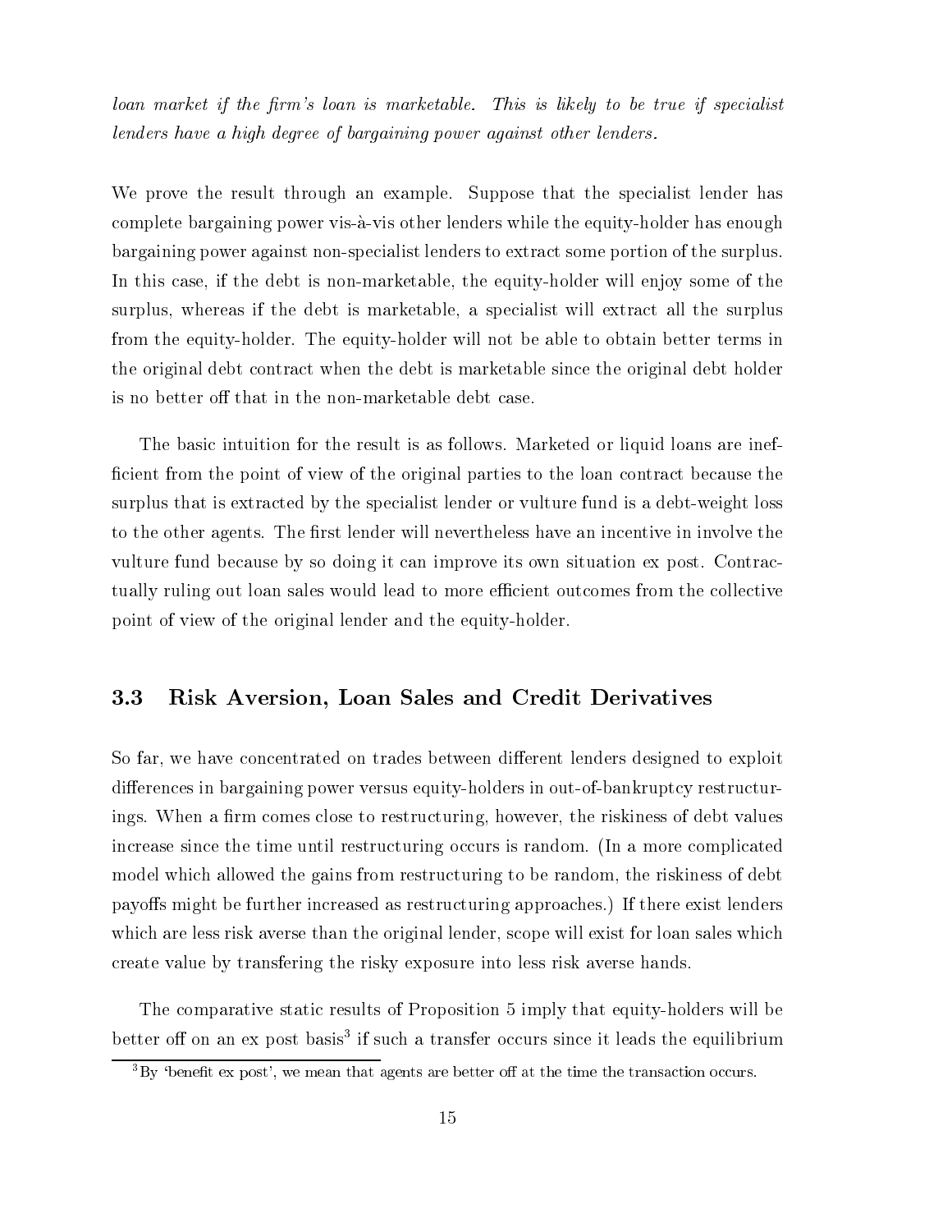*loan market if the firm's loan is marketable. This is likely to be true if specialist lenders have a high degree of bargaining power against other lenders.*

We prove the result through an example. Suppose that the specialist lender has complete bargaining power vis-à-vis other lenders while the equity-holder has enough bargaining power against non-specialist lenders to extract some portion of the surplus. In this case, if the debt is non-marketable, the equity-holder will enjoy some of the surplus, whereas if the debt is marketable, a specialist will extract all the surplus from the equity-holder. The equity-holder will not be able to obtain better terms in the original debt contract when the debt is marketable since the original debt holder is no better off that in the non-marketable debt case.

The basic intuition for the result is as follows. Marketed or liquid loans are inefficient from the point of view of the original parties to the loan contract because the surplus that is extracted by the specialist lender or vulture fund is a debt-weight loss to the other agents. The first lender will nevertheless have an incentive in involve the vulture fund because by so doing it can improve its own situation ex post. Contractually ruling out loan sales would lead to more efficient outcomes from the collective point of view of the original lender and the equity-holder.

### 3.3 Risk Aversion, Loan Sales and Credit Derivatives

So far, we have concentrated on trades between different lenders designed to exploit differences in bargaining power versus equity-holders in out-of-bankruptcy restructurings. When a firm comes close to restructuring, however, the riskiness of debt values increase since the time until restructuring occurs is random. (In a more complicated model which allowed the gains from restructuring to be random, the riskiness of debt payoffs might be further increased as restructuring approaches.) If there exist lenders which are less risk averse than the original lender, scope will exist for loan sales which create value by transfering the risky exposure into less risk averse hands.

The comparative static results of Proposition 5 imply that equity-holders will be better off on an ex post basis[3] if such a transfer occurs since it leads the equilibrium

[3] By 'benefit ex post', we mean that agents are better off at the time the transaction occurs.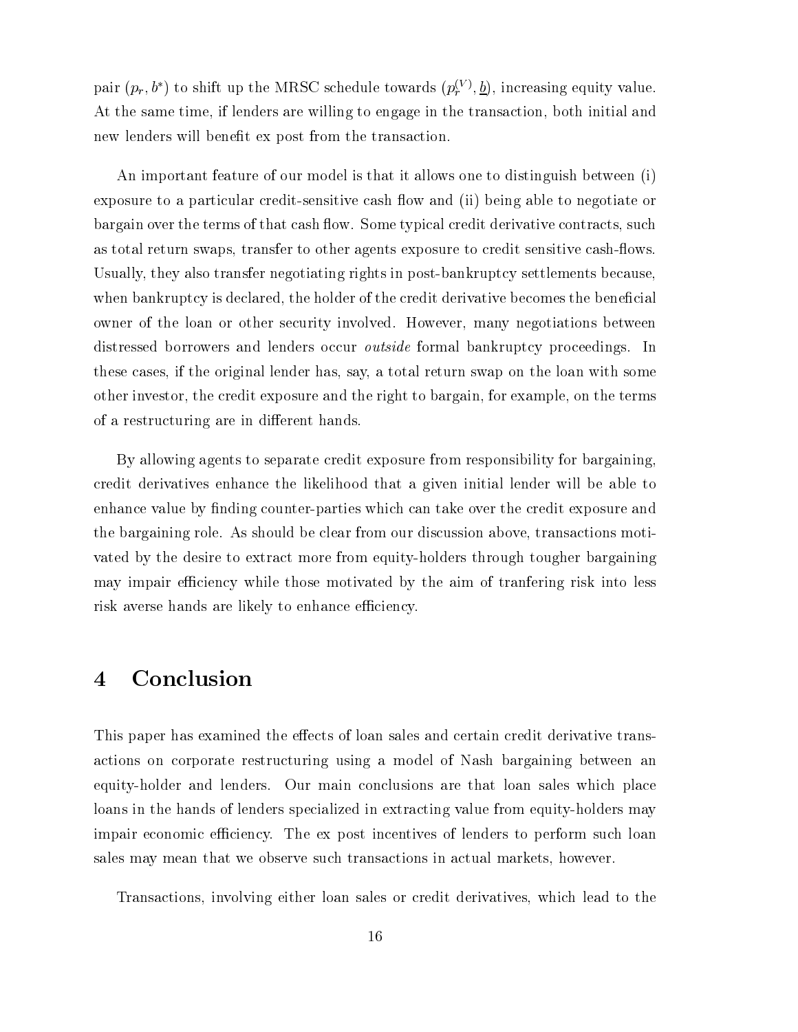pair $(p_r, b^*)$ to shift up the MRSC schedule towards $(p_r^{(V)}, \underline{b})$, increasing equity value. At the same time, if lenders are willing to engage in the transaction, both initial and new lenders will benefit ex post from the transaction.

An important feature of our model is that it allows one to distinguish between (i) exposure to a particular credit-sensitive cash flow and (ii) being able to negotiate or bargain over the terms of that cash flow. Some typical credit derivative contracts, such as total return swaps, transfer to other agents exposure to credit sensitive cash-flows. Usually, they also transfer negotiating rights in post-bankruptcy settlements because, when bankruptcy is declared, the holder of the credit derivative becomes the beneficial owner of the loan or other security involved. However, many negotiations between distressed borrowers and lenders occur *outside* formal bankruptcy proceedings. In these cases, if the original lender has, say, a total return swap on the loan with some other investor, the credit exposure and the right to bargain, for example, on the terms of a restructuring are in different hands.

By allowing agents to separate credit exposure from responsibility for bargaining, credit derivatives enhance the likelihood that a given initial lender will be able to enhance value by finding counter-parties which can take over the credit exposure and the bargaining role. As should be clear from our discussion above, transactions motivated by the desire to extract more from equity-holders through tougher bargaining may impair efficiency while those motivated by the aim of tranfering risk into less risk averse hands are likely to enhance efficiency.

# 4 Conclusion

This paper has examined the effects of loan sales and certain credit derivative transactions on corporate restructuring using a model of Nash bargaining between an equity-holder and lenders. Our main conclusions are that loan sales which place loans in the hands of lenders specialized in extracting value from equity-holders may impair economic efficiency. The ex post incentives of lenders to perform such loan sales may mean that we observe such transactions in actual markets, however.

Transactions, involving either loan sales or credit derivatives, which lead to the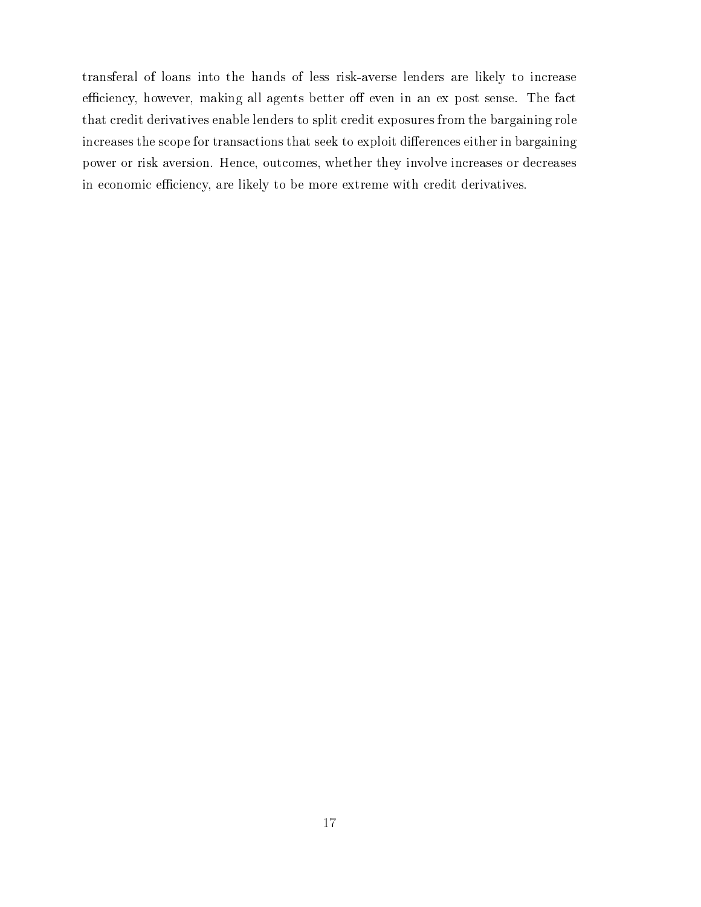transferal of loans into the hands of less risk-averse lenders are likely to increase efficiency, however, making all agents better off even in an ex post sense. The fact that credit derivatives enable lenders to split credit exposures from the bargaining role increases the scope for transactions that seek to exploit differences either in bargaining power or risk aversion. Hence, outcomes, whether they involve increases or decreases in economic efficiency, are likely to be more extreme with credit derivatives.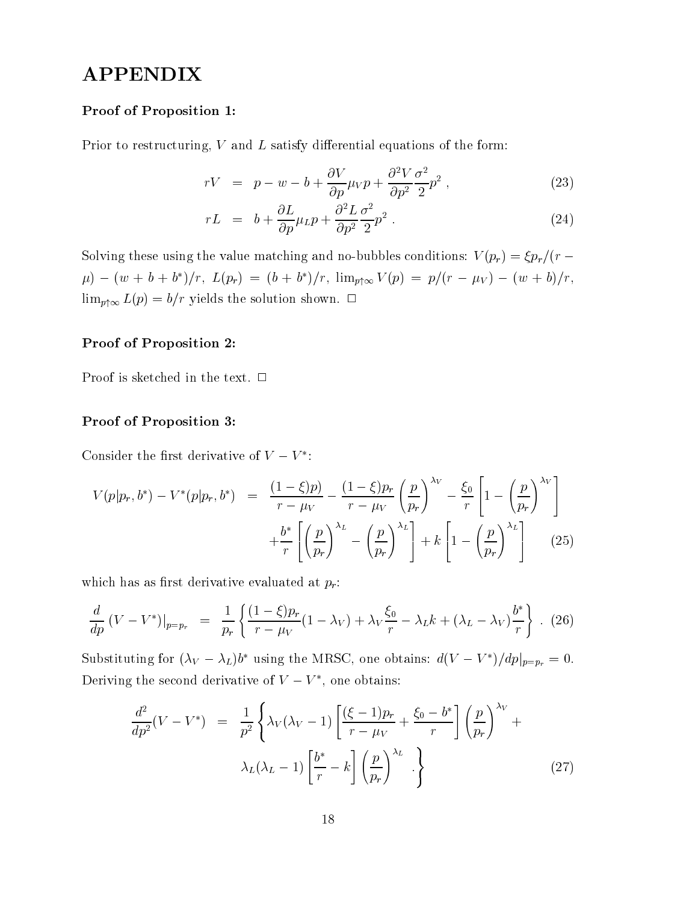# APPENDIX

**Proof of Proposition 1:**

Prior to restructuring, $V$ and $L$ satisfy differential equations of the form:

$$rV = p - w - b + \frac{\partial V}{\partial p}\mu_V p + \frac{\partial^2 V}{\partial p^2}\frac{\sigma^2}{2}p^2 \; , \tag{23}$$

$$rL = b + \frac{\partial L}{\partial p}\mu_L p + \frac{\partial^2 L}{\partial p^2}\frac{\sigma^2}{2}p^2 \; . \tag{24}$$

Solving these using the value matching and no-bubbles conditions: $V(p_r) = \xi p_r/(r-\mu) - (w+b+b^*)/r$, $L(p_r) = (b+b^*)/r$, $\lim_{p\uparrow\infty} V(p) = p/(r-\mu_V) - (w+b)/r$, $\lim_{p\uparrow\infty} L(p) = b/r$ yields the solution shown. □

**Proof of Proposition 2:**

Proof is sketched in the text. □

**Proof of Proposition 3:**

Consider the first derivative of $V - V^*$:

$$\begin{aligned} V(p|p_r, b^*) - V^*(p|p_r, b^*) &= \frac{(1-\xi)p)}{r-\mu_V} - \frac{(1-\xi)p_r}{r-\mu_V}\left(\frac{p}{p_r}\right)^{\lambda_V} - \frac{\xi_0}{r}\left[1 - \left(\frac{p}{p_r}\right)^{\lambda_V}\right] \\ &\quad + \frac{b^*}{r}\left[\left(\frac{p}{p_r}\right)^{\lambda_L} - \left(\frac{p}{p_r}\right)^{\lambda_L}\right] + k\left[1 - \left(\frac{p}{p_r}\right)^{\lambda_L}\right] \end{aligned} \tag{25}$$

which has as first derivative evaluated at $p_r$:

$$\frac{d}{dp}\left(V - V^*\right)\Big|_{p=p_r} = \frac{1}{p_r}\left\{\frac{(1-\xi)p_r}{r-\mu_V}(1-\lambda_V) + \lambda_V\frac{\xi_0}{r} - \lambda_L k + (\lambda_L - \lambda_V)\frac{b^*}{r}\right\} \; . \tag{26}$$

Substituting for $(\lambda_V - \lambda_L)b^*$ using the MRSC, one obtains: $d(V - V^*)/dp|_{p=p_r} = 0$. Deriving the second derivative of $V - V^*$, one obtains:

$$\begin{aligned} \frac{d^2}{dp^2}(V - V^*) &= \frac{1}{p^2}\left\{\lambda_V(\lambda_V - 1)\left[\frac{(\xi-1)p_r}{r-\mu_V} + \frac{\xi_0 - b^*}{r}\right]\left(\frac{p}{p_r}\right)^{\lambda_V} + \right. \\ &\quad \left. \lambda_L(\lambda_L - 1)\left[\frac{b^*}{r} - k\right]\left(\frac{p}{p_r}\right)^{\lambda_L} \; .\right\} \end{aligned} \tag{27}$$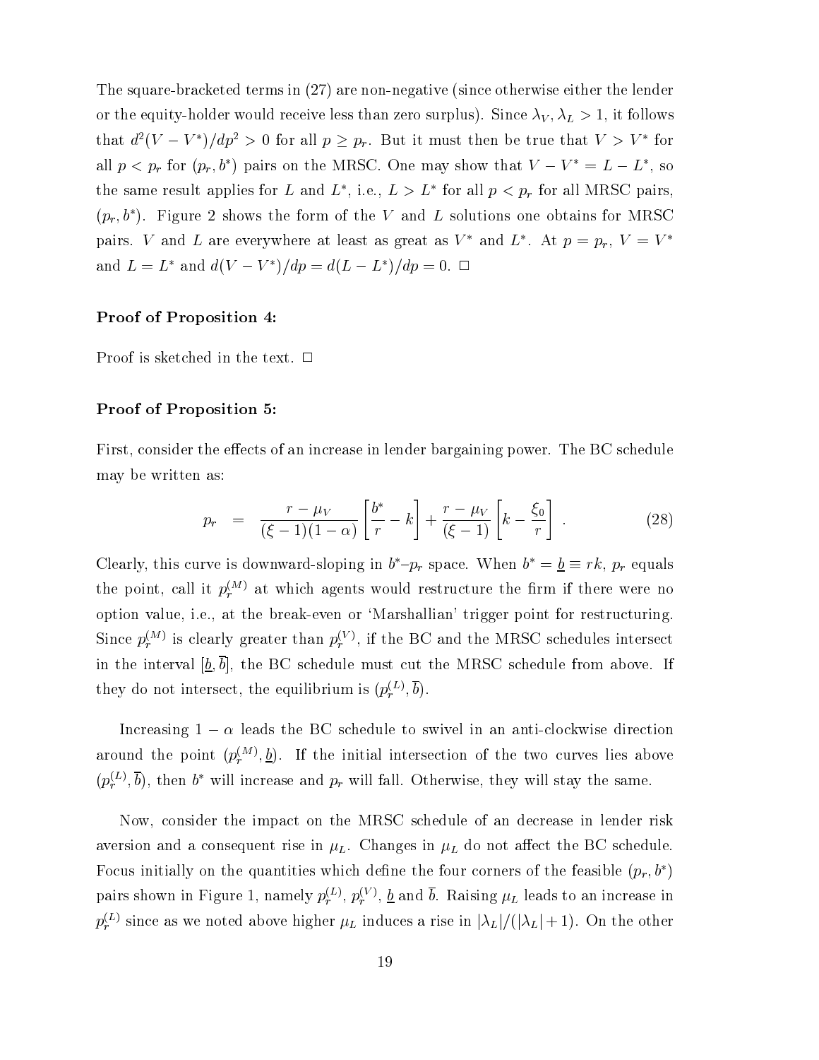The square-bracketed terms in (27) are non-negative (since otherwise either the lender or the equity-holder would receive less than zero surplus). Since $\lambda_V, \lambda_L > 1$, it follows that $d^2(V - V^*)/dp^2 > 0$ for all $p \geq p_r$. But it must then be true that $V > V^*$ for all $p < p_r$ for $(p_r, b^*)$ pairs on the MRSC. One may show that $V - V^* = L - L^*$, so the same result applies for $L$ and $L^*$, i.e., $L > L^*$ for all $p < p_r$ for all MRSC pairs, $(p_r, b^*)$. Figure 2 shows the form of the $V$ and $L$ solutions one obtains for MRSC pairs. $V$ and $L$ are everywhere at least as great as $V^*$ and $L^*$. At $p = p_r$, $V = V^*$ and $L = L^*$ and $d(V - V^*)/dp = d(L - L^*)/dp = 0$. □

**Proof of Proposition 4:**

Proof is sketched in the text. □

**Proof of Proposition 5:**

First, consider the effects of an increase in lender bargaining power. The BC schedule may be written as:

$$p_r \quad = \quad \frac{r - \mu_V}{(\xi - 1)(1 - \alpha)} \left[ \frac{b^*}{r} - k \right] + \frac{r - \mu_V}{(\xi - 1)} \left[ k - \frac{\xi_0}{r} \right] . \tag{28}$$

Clearly, this curve is downward-sloping in $b^*$–$p_r$ space. When $b^* = \underline{b} \equiv rk$, $p_r$ equals the point, call it $p_r^{(M)}$ at which agents would restructure the firm if there were no option value, i.e., at the break-even or 'Marshallian' trigger point for restructuring. Since $p_r^{(M)}$ is clearly greater than $p_r^{(V)}$, if the BC and the MRSC schedules intersect in the interval $[\underline{b}, \overline{b}]$, the BC schedule must cut the MRSC schedule from above. If they do not intersect, the equilibrium is $(p_r^{(L)}, \overline{b})$.

Increasing $1 - \alpha$ leads the BC schedule to swivel in an anti-clockwise direction around the point $(p_r^{(M)}, \underline{b})$. If the initial intersection of the two curves lies above $(p_r^{(L)}, \overline{b})$, then $b^*$ will increase and $p_r$ will fall. Otherwise, they will stay the same.

Now, consider the impact on the MRSC schedule of an decrease in lender risk aversion and a consequent rise in $\mu_L$. Changes in $\mu_L$ do not affect the BC schedule. Focus initially on the quantities which define the four corners of the feasible $(p_r, b^*)$ pairs shown in Figure 1, namely $p_r^{(L)}$, $p_r^{(V)}$, $\underline{b}$ and $\overline{b}$. Raising $\mu_L$ leads to an increase in $p_r^{(L)}$ since as we noted above higher $\mu_L$ induces a rise in $|\lambda_L|/(|\lambda_L| + 1)$. On the other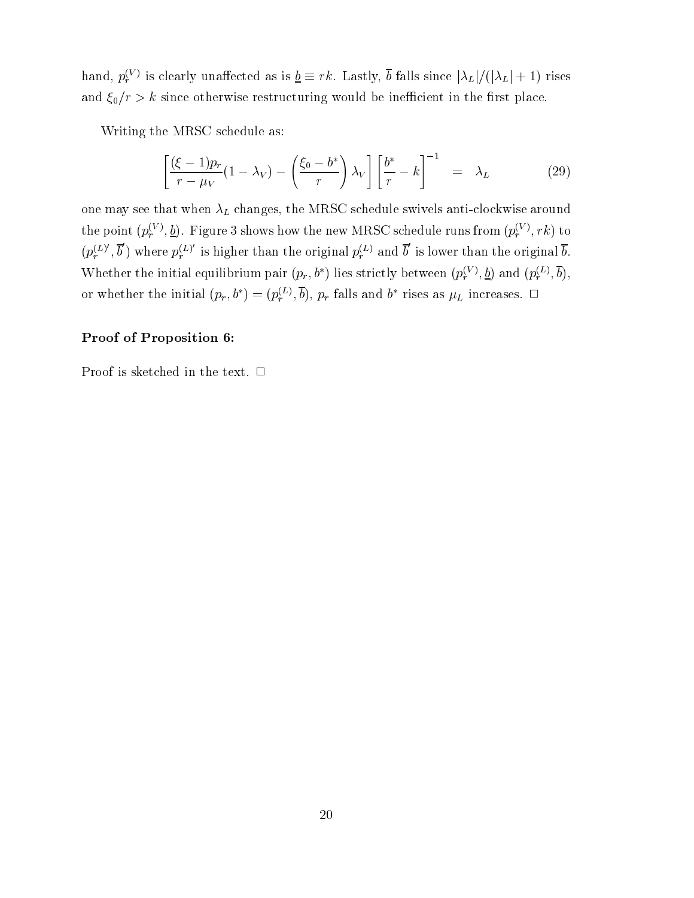hand, $p_r^{(V)}$ is clearly unaffected as is $\underline{b} \equiv rk$. Lastly, $\overline{b}$ falls since $|\lambda_L|/(|\lambda_L|+1)$ rises and $\xi_0/r > k$ since otherwise restructuring would be inefficient in the first place.

Writing the MRSC schedule as:

$$\left[\frac{(\xi-1)p_r}{r-\mu_V}(1-\lambda_V) - \left(\frac{\xi_0 - b^*}{r}\right)\lambda_V\right]\left[\frac{b^*}{r} - k\right]^{-1} = \lambda_L \tag{29}$$

one may see that when $\lambda_L$ changes, the MRSC schedule swivels anti-clockwise around the point $(p_r^{(V)}, \underline{b})$. Figure 3 shows how the new MRSC schedule runs from $(p_r^{(V)}, rk)$ to $(p_r^{(L)\prime}, \overline{b}')$ where $p_r^{(L)\prime}$ is higher than the original $p_r^{(L)}$ and $\overline{b}'$ is lower than the original $\overline{b}$. Whether the initial equilibrium pair $(p_r, b^*)$ lies strictly between $(p_r^{(V)}, \underline{b})$ and $(p_r^{(L)}, \overline{b})$, or whether the initial $(p_r, b^*) = (p_r^{(L)}, \overline{b})$, $p_r$ falls and $b^*$ rises as $\mu_L$ increases. □

**Proof of Proposition 6:**

Proof is sketched in the text. □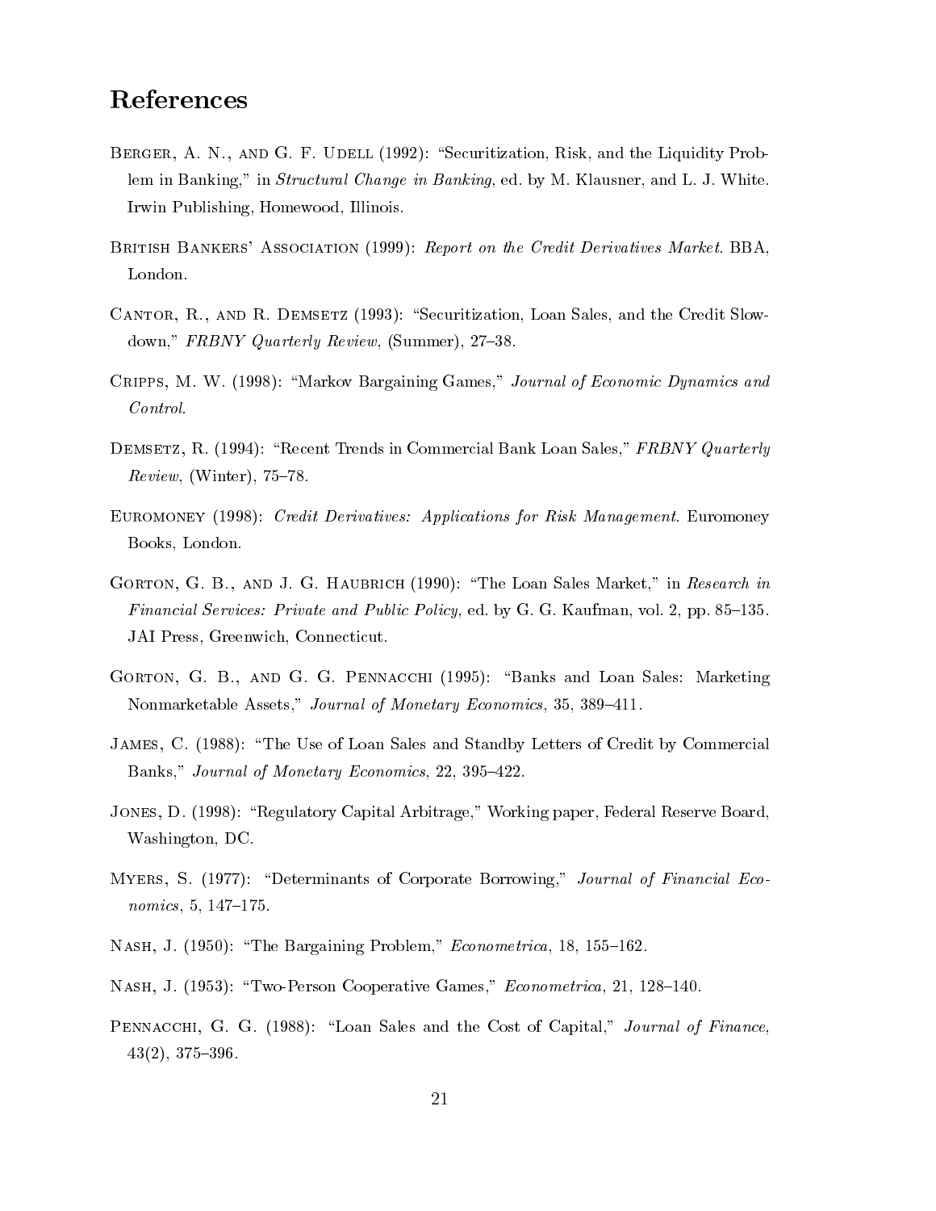## References

Berger, A. N., and G. F. Udell (1992): "Securitization, Risk, and the Liquidity Problem in Banking," in *Structural Change in Banking*, ed. by M. Klausner, and L. J. White. Irwin Publishing, Homewood, Illinois.

British Bankers' Association (1999): *Report on the Credit Derivatives Market*. BBA, London.

Cantor, R., and R. Demsetz (1993): "Securitization, Loan Sales, and the Credit Slowdown," *FRBNY Quarterly Review*, (Summer), 27–38.

Cripps, M. W. (1998): "Markov Bargaining Games," *Journal of Economic Dynamics and Control*.

Demsetz, R. (1994): "Recent Trends in Commercial Bank Loan Sales," *FRBNY Quarterly Review*, (Winter), 75–78.

Euromoney (1998): *Credit Derivatives: Applications for Risk Management*. Euromoney Books, London.

Gorton, G. B., and J. G. Haubrich (1990): "The Loan Sales Market," in *Research in Financial Services: Private and Public Policy*, ed. by G. G. Kaufman, vol. 2, pp. 85–135. JAI Press, Greenwich, Connecticut.

Gorton, G. B., and G. G. Pennacchi (1995): "Banks and Loan Sales: Marketing Nonmarketable Assets," *Journal of Monetary Economics*, 35, 389–411.

James, C. (1988): "The Use of Loan Sales and Standby Letters of Credit by Commercial Banks," *Journal of Monetary Economics*, 22, 395–422.

Jones, D. (1998): "Regulatory Capital Arbitrage," Working paper, Federal Reserve Board, Washington, DC.

Myers, S. (1977): "Determinants of Corporate Borrowing," *Journal of Financial Economics*, 5, 147–175.

Nash, J. (1950): "The Bargaining Problem," *Econometrica*, 18, 155–162.

Nash, J. (1953): "Two-Person Cooperative Games," *Econometrica*, 21, 128–140.

Pennacchi, G. G. (1988): "Loan Sales and the Cost of Capital," *Journal of Finance*, 43(2), 375–396.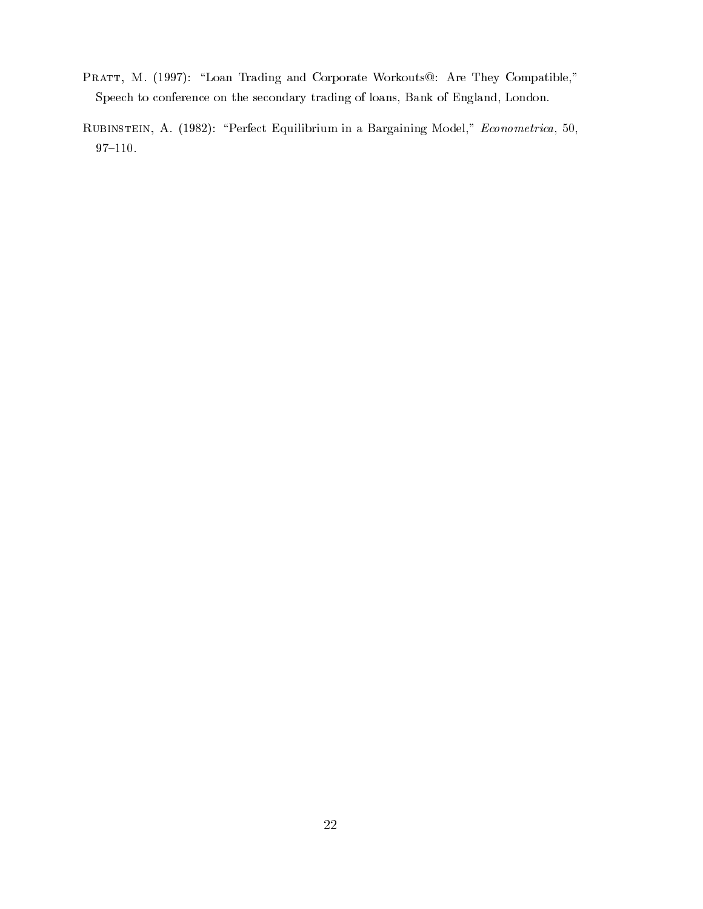Pratt, M. (1997): "Loan Trading and Corporate Workouts@: Are They Compatible," Speech to conference on the secondary trading of loans, Bank of England, London.

Rubinstein, A. (1982): "Perfect Equilibrium in a Bargaining Model," *Econometrica*, 50, 97–110.